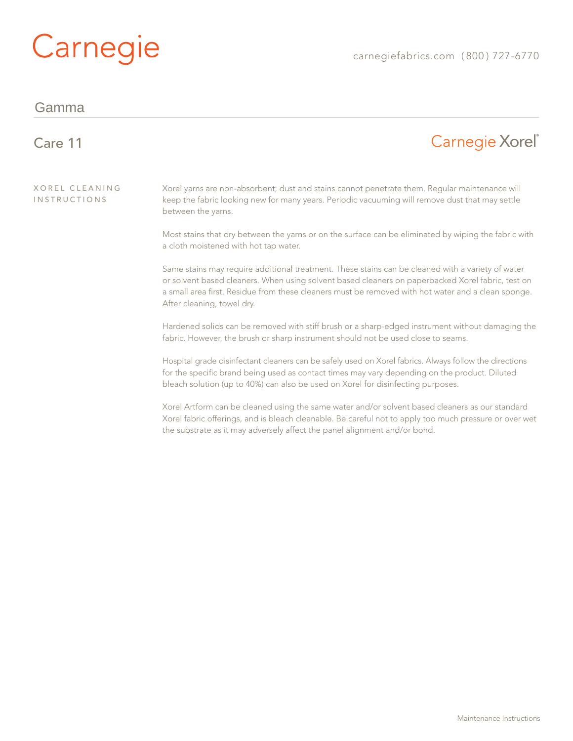Carnegie

carnegiefabrics.com (800) 727-6770

# Gamma

## Care 11

Carnegie Xorel®

### XOREL CLEANING INSTRUCTIONS

Xorel yarns are non-absorbent; dust and stains cannot penetrate them. Regular maintenance will keep the fabric looking new for many years. Periodic vacuuming will remove dust that may settle between the yarns.

Most stains that dry between the yarns or on the surface can be eliminated by wiping the fabric with a cloth moistened with hot tap water.

Same stains may require additional treatment. These stains can be cleaned with a variety of water or solvent based cleaners. When using solvent based cleaners on paperbacked Xorel fabric, test on a small area first. Residue from these cleaners must be removed with hot water and a clean sponge. After cleaning, towel dry.

Hardened solids can be removed with stiff brush or a sharp-edged instrument without damaging the fabric. However, the brush or sharp instrument should not be used close to seams.

Hospital grade disinfectant cleaners can be safely used on Xorel fabrics. Always follow the directions for the specific brand being used as contact times may vary depending on the product. Diluted bleach solution (up to 40%) can also be used on Xorel for disinfecting purposes.

Xorel Artform can be cleaned using the same water and/or solvent based cleaners as our standard Xorel fabric offerings, and is bleach cleanable. Be careful not to apply too much pressure or over wet the substrate as it may adversely affect the panel alignment and/or bond.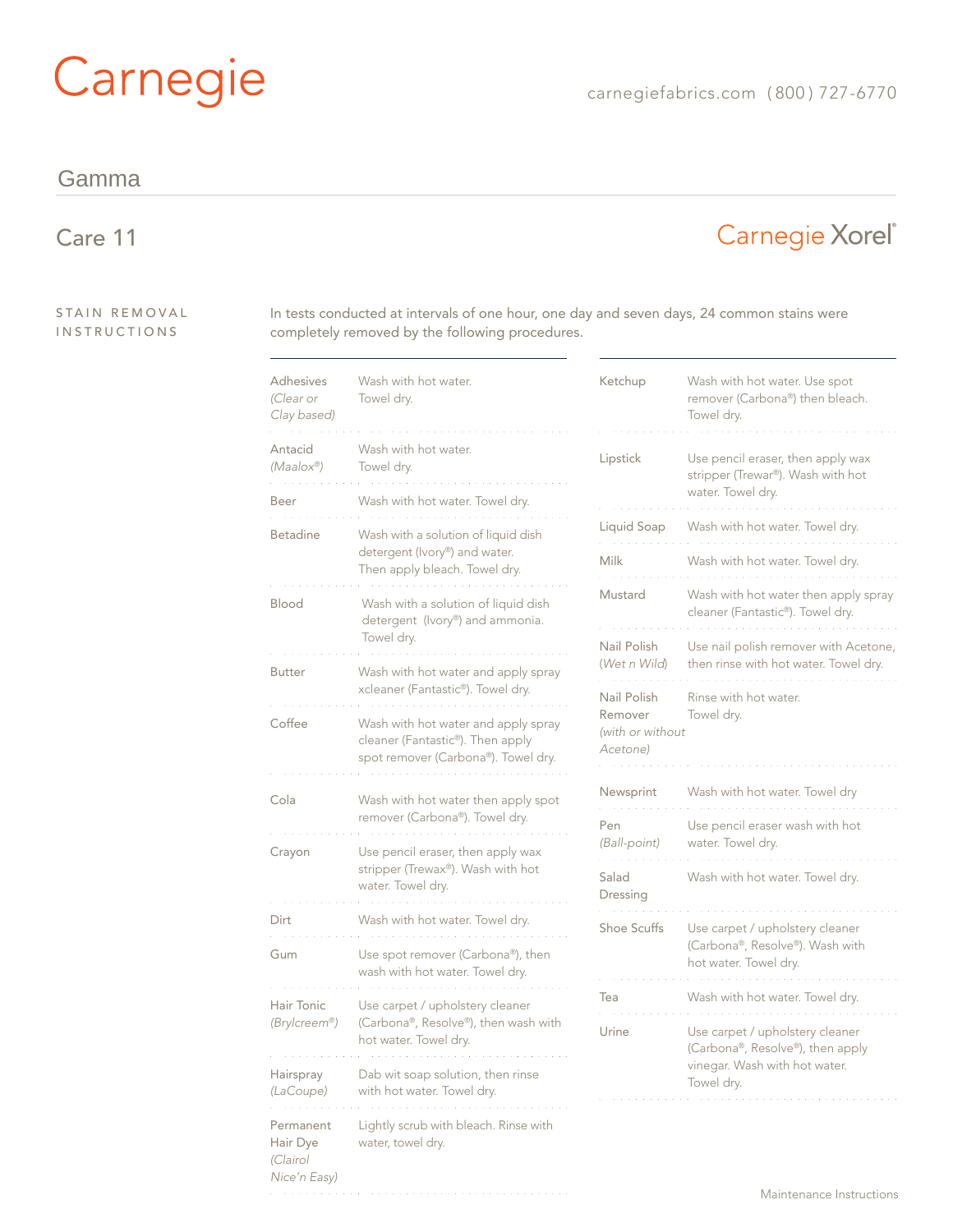# Carnegie

carnegiefabrics.com (800) 727-6770

## Gamma

## Care 11

Carnegie Xorel®

STAIN REMOVAL INSTRUCTIONS

In tests conducted at intervals of one hour, one day and seven days, 24 common stains were completely removed by the following procedures.

| | |
|---|---|
| Adhesives *(Clear or Clay based)* | Wash with hot water. Towel dry. |
| Antacid *(Maalox®)* | Wash with hot water. Towel dry. |
| Beer | Wash with hot water. Towel dry. |
| Betadine | Wash with a solution of liquid dish detergent (Ivory®) and water. Then apply bleach. Towel dry. |
| Blood | Wash with a solution of liquid dish detergent (Ivory®) and ammonia. Towel dry. |
| Butter | Wash with hot water and apply spray xcleaner (Fantastic®). Towel dry. |
| Coffee | Wash with hot water and apply spray cleaner (Fantastic®). Then apply spot remover (Carbona®). Towel dry. |
| Cola | Wash with hot water then apply spot remover (Carbona®). Towel dry. |
| Crayon | Use pencil eraser, then apply wax stripper (Trewax®). Wash with hot water. Towel dry. |
| Dirt | Wash with hot water. Towel dry. |
| Gum | Use spot remover (Carbona®), then wash with hot water. Towel dry. |
| Hair Tonic *(Brylcreem®)* | Use carpet / upholstery cleaner (Carbona®, Resolve®), then wash with hot water. Towel dry. |
| Hairspray *(LaCoupe)* | Dab wit soap solution, then rinse with hot water. Towel dry. |
| Permanent Hair Dye *(Clairol Nice'n Easy)* | Lightly scrub with bleach. Rinse with water, towel dry. |
| Ketchup | Wash with hot water. Use spot remover (Carbona®) then bleach. Towel dry. |
| Lipstick | Use pencil eraser, then apply wax stripper (Trewar®). Wash with hot water. Towel dry. |
| Liquid Soap | Wash with hot water. Towel dry. |
| Milk | Wash with hot water. Towel dry. |
| Mustard | Wash with hot water then apply spray cleaner (Fantastic®). Towel dry. |
| Nail Polish *(Wet n Wild)* | Use nail polish remover with Acetone, then rinse with hot water. Towel dry. |
| Nail Polish Remover *(with or without Acetone)* | Rinse with hot water. Towel dry. |
| Newsprint | Wash with hot water. Towel dry |
| Pen *(Ball-point)* | Use pencil eraser wash with hot water. Towel dry. |
| Salad Dressing | Wash with hot water. Towel dry. |
| Shoe Scuffs | Use carpet / upholstery cleaner (Carbona®, Resolve®). Wash with hot water. Towel dry. |
| Tea | Wash with hot water. Towel dry. |
| Urine | Use carpet / upholstery cleaner (Carbona®, Resolve®), then apply vinegar. Wash with hot water. Towel dry. |

Maintenance Instructions